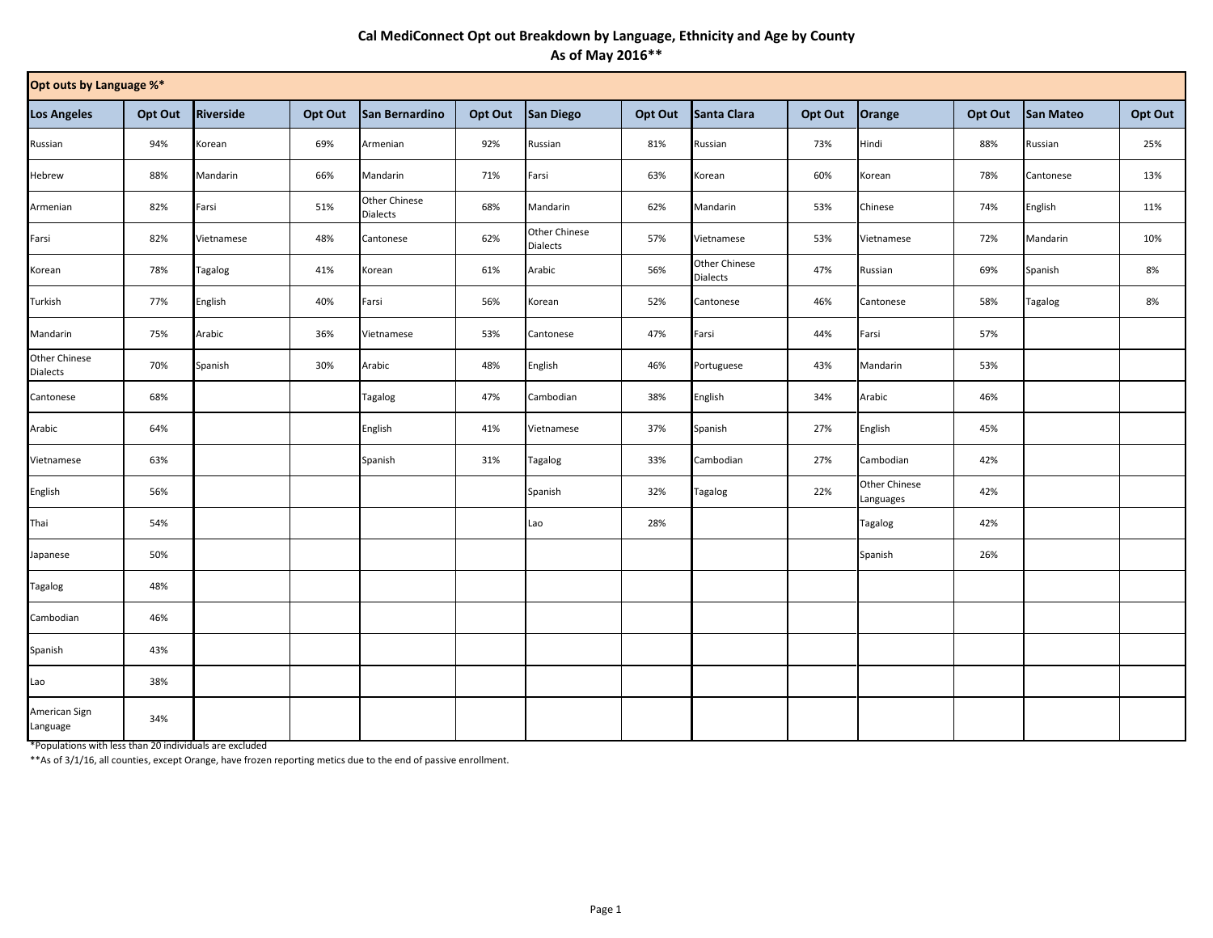# Cal MediConnect Opt out Breakdown by Language, Ethnicity and Age by County
## As of May 2016**

| Opt outs by Language %* | | | | | | | | | | | | | |
|---|---|---|---|---|---|---|---|---|---|---|---|---|---|
| **Los Angeles** | **Opt Out** | **Riverside** | **Opt Out** | **San Bernardino** | **Opt Out** | **San Diego** | **Opt Out** | **Santa Clara** | **Opt Out** | **Orange** | **Opt Out** | **San Mateo** | **Opt Out** |
| Russian | 94% | Korean | 69% | Armenian | 92% | Russian | 81% | Russian | 73% | Hindi | 88% | Russian | 25% |
| Hebrew | 88% | Mandarin | 66% | Mandarin | 71% | Farsi | 63% | Korean | 60% | Korean | 78% | Cantonese | 13% |
| Armenian | 82% | Farsi | 51% | Other Chinese Dialects | 68% | Mandarin | 62% | Mandarin | 53% | Chinese | 74% | English | 11% |
| Farsi | 82% | Vietnamese | 48% | Cantonese | 62% | Other Chinese Dialects | 57% | Vietnamese | 53% | Vietnamese | 72% | Mandarin | 10% |
| Korean | 78% | Tagalog | 41% | Korean | 61% | Arabic | 56% | Other Chinese Dialects | 47% | Russian | 69% | Spanish | 8% |
| Turkish | 77% | English | 40% | Farsi | 56% | Korean | 52% | Cantonese | 46% | Cantonese | 58% | Tagalog | 8% |
| Mandarin | 75% | Arabic | 36% | Vietnamese | 53% | Cantonese | 47% | Farsi | 44% | Farsi | 57% | | |
| Other Chinese Dialects | 70% | Spanish | 30% | Arabic | 48% | English | 46% | Portuguese | 43% | Mandarin | 53% | | |
| Cantonese | 68% | | | Tagalog | 47% | Cambodian | 38% | English | 34% | Arabic | 46% | | |
| Arabic | 64% | | | English | 41% | Vietnamese | 37% | Spanish | 27% | English | 45% | | |
| Vietnamese | 63% | | | Spanish | 31% | Tagalog | 33% | Cambodian | 27% | Cambodian | 42% | | |
| English | 56% | | | | | Spanish | 32% | Tagalog | 22% | Other Chinese Languages | 42% | | |
| Thai | 54% | | | | | Lao | 28% | | | Tagalog | 42% | | |
| Japanese | 50% | | | | | | | | | Spanish | 26% | | |
| Tagalog | 48% | | | | | | | | | | | | |
| Cambodian | 46% | | | | | | | | | | | | |
| Spanish | 43% | | | | | | | | | | | | |
| Lao | 38% | | | | | | | | | | | | |
| American Sign Language | 34% | | | | | | | | | | | | |

*Populations with less than 20 individuals are excluded

**As of 3/1/16, all counties, except Orange, have frozen reporting metics due to the end of passive enrollment.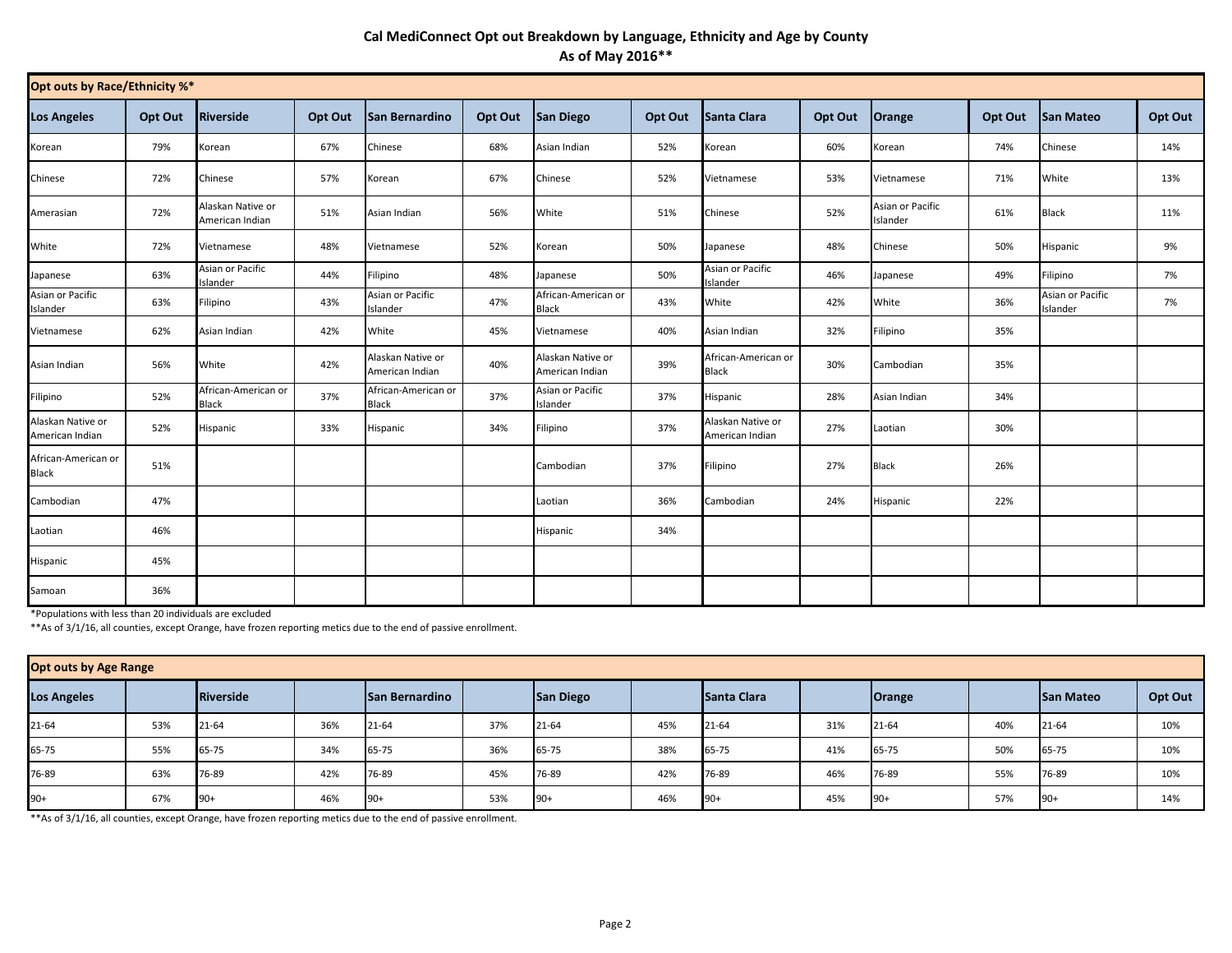# Cal MediConnect Opt out Breakdown by Language, Ethnicity and Age by County
## As of May 2016**

**Opt outs by Race/Ethnicity %***

| Los Angeles | Opt Out | Riverside | Opt Out | San Bernardino | Opt Out | San Diego | Opt Out | Santa Clara | Opt Out | Orange | Opt Out | San Mateo | Opt Out |
|---|---|---|---|---|---|---|---|---|---|---|---|---|---|
| Korean | 79% | Korean | 67% | Chinese | 68% | Asian Indian | 52% | Korean | 60% | Korean | 74% | Chinese | 14% |
| Chinese | 72% | Chinese | 57% | Korean | 67% | Chinese | 52% | Vietnamese | 53% | Vietnamese | 71% | White | 13% |
| Amerasian | 72% | Alaskan Native or American Indian | 51% | Asian Indian | 56% | White | 51% | Chinese | 52% | Asian or Pacific Islander | 61% | Black | 11% |
| White | 72% | Vietnamese | 48% | Vietnamese | 52% | Korean | 50% | Japanese | 48% | Chinese | 50% | Hispanic | 9% |
| Japanese | 63% | Asian or Pacific Islander | 44% | Filipino | 48% | Japanese | 50% | Asian or Pacific Islander | 46% | Japanese | 49% | Filipino | 7% |
| Asian or Pacific Islander | 63% | Filipino | 43% | Asian or Pacific Islander | 47% | African-American or Black | 43% | White | 42% | White | 36% | Asian or Pacific Islander | 7% |
| Vietnamese | 62% | Asian Indian | 42% | White | 45% | Vietnamese | 40% | Asian Indian | 32% | Filipino | 35% | | |
| Asian Indian | 56% | White | 42% | Alaskan Native or American Indian | 40% | Alaskan Native or American Indian | 39% | African-American or Black | 30% | Cambodian | 35% | | |
| Filipino | 52% | African-American or Black | 37% | African-American or Black | 37% | Asian or Pacific Islander | 37% | Hispanic | 28% | Asian Indian | 34% | | |
| Alaskan Native or American Indian | 52% | Hispanic | 33% | Hispanic | 34% | Filipino | 37% | Alaskan Native or American Indian | 27% | Laotian | 30% | | |
| African-American or Black | 51% | | | | | Cambodian | 37% | Filipino | 27% | Black | 26% | | |
| Cambodian | 47% | | | | | Laotian | 36% | Cambodian | 24% | Hispanic | 22% | | |
| Laotian | 46% | | | | | Hispanic | 34% | | | | | | |
| Hispanic | 45% | | | | | | | | | | | | |
| Samoan | 36% | | | | | | | | | | | | |

*Populations with less than 20 individuals are excluded

**As of 3/1/16, all counties, except Orange, have frozen reporting metics due to the end of passive enrollment.

**Opt outs by Age Range**

| Los Angeles | | Riverside | | San Bernardino | | San Diego | | Santa Clara | | Orange | | San Mateo | Opt Out |
|---|---|---|---|---|---|---|---|---|---|---|---|---|---|
| 21-64 | 53% | 21-64 | 36% | 21-64 | 37% | 21-64 | 45% | 21-64 | 31% | 21-64 | 40% | 21-64 | 10% |
| 65-75 | 55% | 65-75 | 34% | 65-75 | 36% | 65-75 | 38% | 65-75 | 41% | 65-75 | 50% | 65-75 | 10% |
| 76-89 | 63% | 76-89 | 42% | 76-89 | 45% | 76-89 | 42% | 76-89 | 46% | 76-89 | 55% | 76-89 | 10% |
| 90+ | 67% | 90+ | 46% | 90+ | 53% | 90+ | 46% | 90+ | 45% | 90+ | 57% | 90+ | 14% |

**As of 3/1/16, all counties, except Orange, have frozen reporting metics due to the end of passive enrollment.